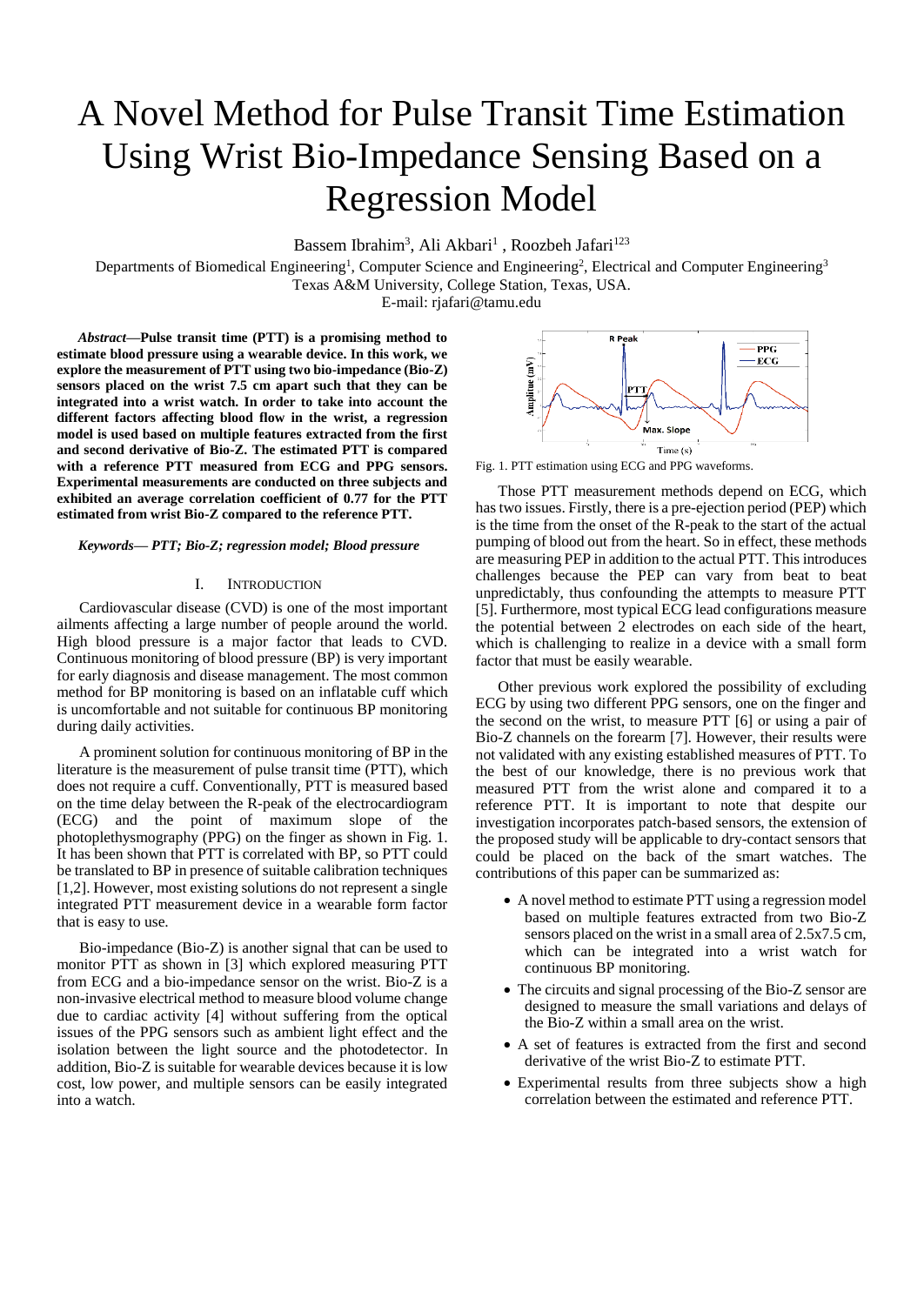# A Novel Method for Pulse Transit Time Estimation Using Wrist Bio-Impedance Sensing Based on a Regression Model

Bassem Ibrahim[3], Ali Akbari[1] , Roozbeh Jafari[123]

Departments of Biomedical Engineering[1], Computer Science and Engineering[2], Electrical and Computer Engineering[3]
Texas A&M University, College Station, Texas, USA.
E-mail: rjafari@tamu.edu

***Abstract*—Pulse transit time (PTT) is a promising method to estimate blood pressure using a wearable device. In this work, we explore the measurement of PTT using two bio-impedance (Bio-Z) sensors placed on the wrist 7.5 cm apart such that they can be integrated into a wrist watch. In order to take into account the different factors affecting blood flow in the wrist, a regression model is used based on multiple features extracted from the first and second derivative of Bio-Z. The estimated PTT is compared with a reference PTT measured from ECG and PPG sensors. Experimental measurements are conducted on three subjects and exhibited an average correlation coefficient of 0.77 for the PTT estimated from wrist Bio-Z compared to the reference PTT.**

***Keywords— PTT; Bio-Z; regression model; Blood pressure***

## I. Introduction

Cardiovascular disease (CVD) is one of the most important ailments affecting a large number of people around the world. High blood pressure is a major factor that leads to CVD. Continuous monitoring of blood pressure (BP) is very important for early diagnosis and disease management. The most common method for BP monitoring is based on an inflatable cuff which is uncomfortable and not suitable for continuous BP monitoring during daily activities.

A prominent solution for continuous monitoring of BP in the literature is the measurement of pulse transit time (PTT), which does not require a cuff. Conventionally, PTT is measured based on the time delay between the R-peak of the electrocardiogram (ECG) and the point of maximum slope of the photoplethysmography (PPG) on the finger as shown in Fig. 1. It has been shown that PTT is correlated with BP, so PTT could be translated to BP in presence of suitable calibration techniques [1,2]. However, most existing solutions do not represent a single integrated PTT measurement device in a wearable form factor that is easy to use.

Bio-impedance (Bio-Z) is another signal that can be used to monitor PTT as shown in [3] which explored measuring PTT from ECG and a bio-impedance sensor on the wrist. Bio-Z is a non-invasive electrical method to measure blood volume change due to cardiac activity [4] without suffering from the optical issues of the PPG sensors such as ambient light effect and the isolation between the light source and the photodetector. In addition, Bio-Z is suitable for wearable devices because it is low cost, low power, and multiple sensors can be easily integrated into a watch.

Fig. 1. PTT estimation using ECG and PPG waveforms.

Those PTT measurement methods depend on ECG, which has two issues. Firstly, there is a pre-ejection period (PEP) which is the time from the onset of the R-peak to the start of the actual pumping of blood out from the heart. So in effect, these methods are measuring PEP in addition to the actual PTT. This introduces challenges because the PEP can vary from beat to beat unpredictably, thus confounding the attempts to measure PTT [5]. Furthermore, most typical ECG lead configurations measure the potential between 2 electrodes on each side of the heart, which is challenging to realize in a device with a small form factor that must be easily wearable.

Other previous work explored the possibility of excluding ECG by using two different PPG sensors, one on the finger and the second on the wrist, to measure PTT [6] or using a pair of Bio-Z channels on the forearm [7]. However, their results were not validated with any existing established measures of PTT. To the best of our knowledge, there is no previous work that measured PTT from the wrist alone and compared it to a reference PTT. It is important to note that despite our investigation incorporates patch-based sensors, the extension of the proposed study will be applicable to dry-contact sensors that could be placed on the back of the smart watches. The contributions of this paper can be summarized as:

- A novel method to estimate PTT using a regression model based on multiple features extracted from two Bio-Z sensors placed on the wrist in a small area of 2.5x7.5 cm, which can be integrated into a wrist watch for continuous BP monitoring.
- The circuits and signal processing of the Bio-Z sensor are designed to measure the small variations and delays of the Bio-Z within a small area on the wrist.
- A set of features is extracted from the first and second derivative of the wrist Bio-Z to estimate PTT.
- Experimental results from three subjects show a high correlation between the estimated and reference PTT.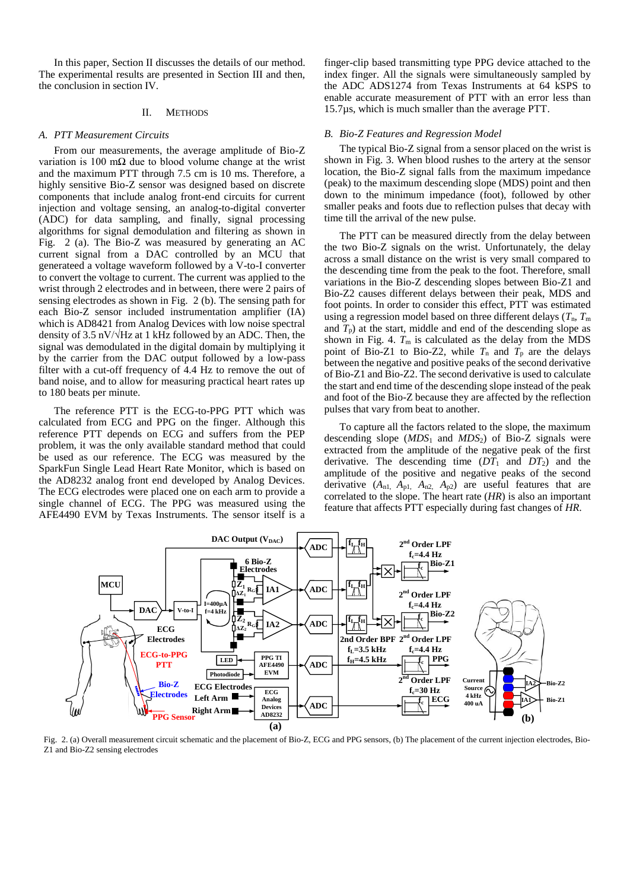In this paper, Section II discusses the details of our method. The experimental results are presented in Section III and then, the conclusion in section IV.

## II. Methods

### A. PTT Measurement Circuits

From our measurements, the average amplitude of Bio-Z variation is 100 mΩ due to blood volume change at the wrist and the maximum PTT through 7.5 cm is 10 ms. Therefore, a highly sensitive Bio-Z sensor was designed based on discrete components that include analog front-end circuits for current injection and voltage sensing, an analog-to-digital converter (ADC) for data sampling, and finally, signal processing algorithms for signal demodulation and filtering as shown in Fig. 2 (a). The Bio-Z was measured by generating an AC current signal from a DAC controlled by an MCU that generateed a voltage waveform followed by a V-to-I converter to convert the voltage to current. The current was applied to the wrist through 2 electrodes and in between, there were 2 pairs of sensing electrodes as shown in Fig. 2 (b). The sensing path for each Bio-Z sensor included instrumentation amplifier (IA) which is AD8421 from Analog Devices with low noise spectral density of 3.5 nV/√Hz at 1 kHz followed by an ADC. Then, the signal was demodulated in the digital domain by multiplying it by the carrier from the DAC output followed by a low-pass filter with a cut-off frequency of 4.4 Hz to remove the out of band noise, and to allow for measuring practical heart rates up to 180 beats per minute.

The reference PTT is the ECG-to-PPG PTT which was calculated from ECG and PPG on the finger. Although this reference PTT depends on ECG and suffers from the PEP problem, it was the only available standard method that could be used as our reference. The ECG was measured by the SparkFun Single Lead Heart Rate Monitor, which is based on the AD8232 analog front end developed by Analog Devices. The ECG electrodes were placed one on each arm to provide a single channel of ECG. The PPG was measured using the AFE4490 EVM by Texas Instruments. The sensor itself is a finger-clip based transmitting type PPG device attached to the index finger. All the signals were simultaneously sampled by the ADC ADS1274 from Texas Instruments at 64 kSPS to enable accurate measurement of PTT with an error less than 15.7μs, which is much smaller than the average PTT.

### B. Bio-Z Features and Regression Model

The typical Bio-Z signal from a sensor placed on the wrist is shown in Fig. 3. When blood rushes to the artery at the sensor location, the Bio-Z signal falls from the maximum impedance (peak) to the maximum descending slope (MDS) point and then down to the minimum impedance (foot), followed by other smaller peaks and foots due to reflection pulses that decay with time till the arrival of the new pulse.

The PTT can be measured directly from the delay between the two Bio-Z signals on the wrist. Unfortunately, the delay across a small distance on the wrist is very small compared to the descending time from the peak to the foot. Therefore, small variations in the Bio-Z descending slopes between Bio-Z1 and Bio-Z2 causes different delays between their peak, MDS and foot points. In order to consider this effect, PTT was estimated using a regression model based on three different delays ($T_n$, $T_m$ and $T_p$) at the start, middle and end of the descending slope as shown in Fig. 4. $T_m$ is calculated as the delay from the MDS point of Bio-Z1 to Bio-Z2, while $T_n$ and $T_p$ are the delays between the negative and positive peaks of the second derivative of Bio-Z1 and Bio-Z2. The second derivative is used to calculate the start and end time of the descending slope instead of the peak and foot of the Bio-Z because they are affected by the reflection pulses that vary from beat to another.

To capture all the factors related to the slope, the maximum descending slope ($MDS_1$ and $MDS_2$) of Bio-Z signals were extracted from the amplitude of the negative peak of the first derivative. The descending time ($DT_1$ and $DT_2$) and the amplitude of the positive and negative peaks of the second derivative ($A_{n1}$, $A_{p1}$, $A_{n2}$, $A_{p2}$) are useful features that are correlated to the slope. The heart rate ($HR$) is also an important feature that affects PTT especially during fast changes of $HR$.

Fig. 2. (a) Overall measurement circuit schematic and the placement of Bio-Z, ECG and PPG sensors, (b) The placement of the current injection electrodes, Bio-Z1 and Bio-Z2 sensing electrodes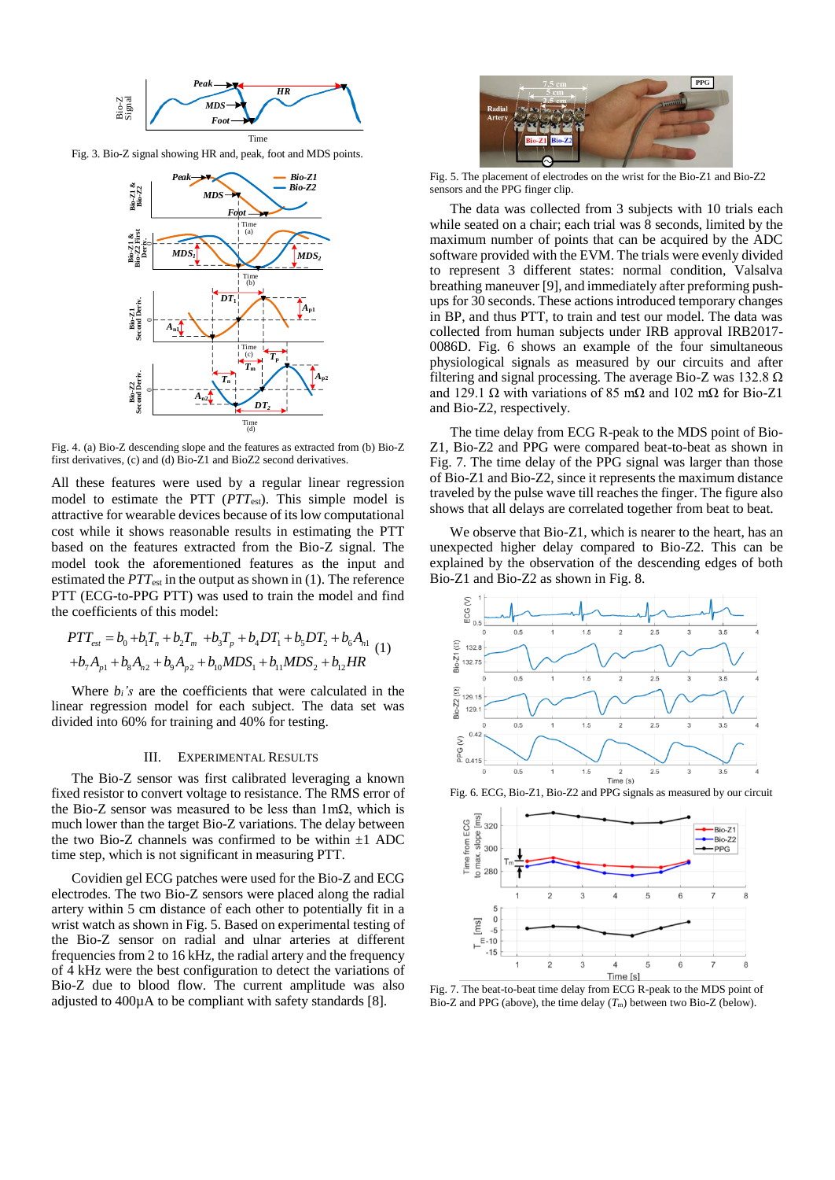Fig. 3. Bio-Z signal showing HR and, peak, foot and MDS points.

Fig. 4. (a) Bio-Z descending slope and the features as extracted from (b) Bio-Z first derivatives, (c) and (d) Bio-Z1 and BioZ2 second derivatives.

All these features were used by a regular linear regression model to estimate the PTT ($PTT_{est}$). This simple model is attractive for wearable devices because of its low computational cost while it shows reasonable results in estimating the PTT based on the features extracted from the Bio-Z signal. The model took the aforementioned features as the input and estimated the $PTT_{est}$ in the output as shown in (1). The reference PTT (ECG-to-PPG PTT) was used to train the model and find the coefficients of this model:

$$PTT_{est} = b_0 + b_1T_n + b_2T_m + b_3T_p + b_4DT_1 + b_5DT_2 + b_6A_{n1} + b_7A_{p1} + b_8A_{n2} + b_9A_{p2} + b_{10}MDS_1 + b_{11}MDS_2 + b_{12}HR \quad (1)$$

Where $b_i$'s are the coefficients that were calculated in the linear regression model for each subject. The data set was divided into 60% for training and 40% for testing.

## III. Experimental Results

The Bio-Z sensor was first calibrated leveraging a known fixed resistor to convert voltage to resistance. The RMS error of the Bio-Z sensor was measured to be less than 1mΩ, which is much lower than the target Bio-Z variations. The delay between the two Bio-Z channels was confirmed to be within ±1 ADC time step, which is not significant in measuring PTT.

Covidien gel ECG patches were used for the Bio-Z and ECG electrodes. The two Bio-Z sensors were placed along the radial artery within 5 cm distance of each other to potentially fit in a wrist watch as shown in Fig. 5. Based on experimental testing of the Bio-Z sensor on radial and ulnar arteries at different frequencies from 2 to 16 kHz, the radial artery and the frequency of 4 kHz were the best configuration to detect the variations of Bio-Z due to blood flow. The current amplitude was also adjusted to 400µA to be compliant with safety standards [8].

Fig. 5. The placement of electrodes on the wrist for the Bio-Z1 and Bio-Z2 sensors and the PPG finger clip.

The data was collected from 3 subjects with 10 trials each while seated on a chair; each trial was 8 seconds, limited by the maximum number of points that can be acquired by the ADC software provided with the EVM. The trials were evenly divided to represent 3 different states: normal condition, Valsalva breathing maneuver [9], and immediately after preforming push-ups for 30 seconds. These actions introduced temporary changes in BP, and thus PTT, to train and test our model. The data was collected from human subjects under IRB approval IRB2017-0086D. Fig. 6 shows an example of the four simultaneous physiological signals as measured by our circuits and after filtering and signal processing. The average Bio-Z was 132.8 Ω and 129.1 Ω with variations of 85 mΩ and 102 mΩ for Bio-Z1 and Bio-Z2, respectively.

The time delay from ECG R-peak to the MDS point of Bio-Z1, Bio-Z2 and PPG were compared beat-to-beat as shown in Fig. 7. The time delay of the PPG signal was larger than those of Bio-Z1 and Bio-Z2, since it represents the maximum distance traveled by the pulse wave till reaches the finger. The figure also shows that all delays are correlated together from beat to beat.

We observe that Bio-Z1, which is nearer to the heart, has an unexpected higher delay compared to Bio-Z2. This can be explained by the observation of the descending edges of both Bio-Z1 and Bio-Z2 as shown in Fig. 8.

Fig. 6. ECG, Bio-Z1, Bio-Z2 and PPG signals as measured by our circuit

Fig. 7. The beat-to-beat time delay from ECG R-peak to the MDS point of Bio-Z and PPG (above), the time delay ($T_m$) between two Bio-Z (below).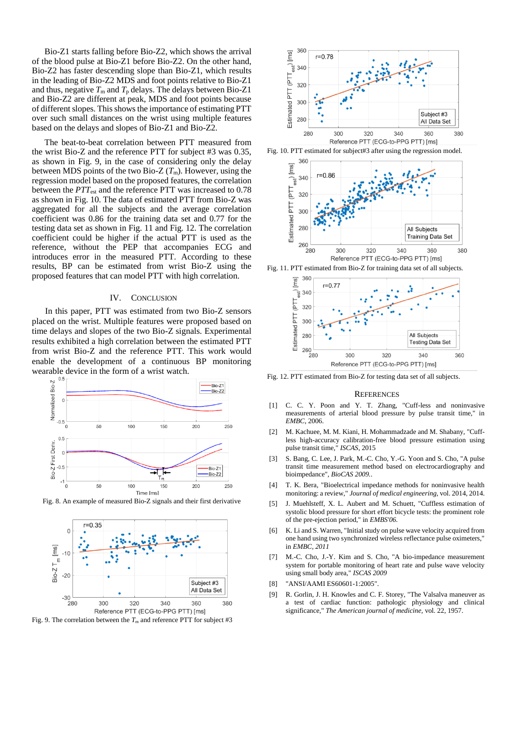Bio-Z1 starts falling before Bio-Z2, which shows the arrival of the blood pulse at Bio-Z1 before Bio-Z2. On the other hand, Bio-Z2 has faster descending slope than Bio-Z1, which results in the leading of Bio-Z2 MDS and foot points relative to Bio-Z1 and thus, negative $T_m$ and $T_p$ delays. The delays between Bio-Z1 and Bio-Z2 are different at peak, MDS and foot points because of different slopes. This shows the importance of estimating PTT over such small distances on the wrist using multiple features based on the delays and slopes of Bio-Z1 and Bio-Z2.

The beat-to-beat correlation between PTT measured from the wrist Bio-Z and the reference PTT for subject #3 was 0.35, as shown in Fig. 9, in the case of considering only the delay between MDS points of the two Bio-Z ($T_m$). However, using the regression model based on the proposed features, the correlation between the $PTT_{est}$ and the reference PTT was increased to 0.78 as shown in Fig. 10. The data of estimated PTT from Bio-Z was aggregated for all the subjects and the average correlation coefficient was 0.86 for the training data set and 0.77 for the testing data set as shown in Fig. 11 and Fig. 12. The correlation coefficient could be higher if the actual PTT is used as the reference, without the PEP that accompanies ECG and introduces error in the measured PTT. According to these results, BP can be estimated from wrist Bio-Z using the proposed features that can model PTT with high correlation.

## IV. Conclusion

In this paper, PTT was estimated from two Bio-Z sensors placed on the wrist. Multiple features were proposed based on time delays and slopes of the two Bio-Z signals. Experimental results exhibited a high correlation between the estimated PTT from wrist Bio-Z and the reference PTT. This work would enable the development of a continuous BP monitoring wearable device in the form of a wrist watch.

Normalized Bio-Z
0.5
0
-0.5
0 50 100 150 200 250
Bio-Z1
Bio-Z2

Bio-Z First Deriv.
0.5
0
-0.5
-1
0 50 100 150 200 250
Time [ms]
$T_m$
Bio-Z1
Bio-Z2

Fig. 8. An example of measured Bio-Z signals and their first derivative

r=0.35
Bio-Z $T_m$ [ms]
0
-10
-20
-30
280 300 320 340 360 380
Reference PTT (ECG-to-PPG PTT) [ms]
Subject #3
All Data Set

Fig. 9. The correlation between the $T_m$ and reference PTT for subject #3

r=0.78
Estimated PTT ($PTT_{est}$) [ms]
360
340
320
300
280
280 300 320 340 360 380
Reference PTT (ECG-to-PPG PTT) [ms]
Subject #3
All Data Set

Fig. 10. PTT estimated for subject#3 after using the regression model.

r=0.86
Estimated PTT ($PTT_{est}$) [ms]
360
340
320
300
280
260
280 300 320 340 360 380
Reference PTT (ECG-to-PPG PTT) [ms]
All Subjects
Training Data Set

Fig. 11. PTT estimated from Bio-Z for training data set of all subjects.

r=0.77
Estimated PTT ($PTT_{est}$) [ms]
360
340
320
300
280
260
280 300 320 340 360
Reference PTT (ECG-to-PPG PTT) [ms]
All Subjects
Testing Data Set

Fig. 12. PTT estimated from Bio-Z for testing data set of all subjects.

## References

[1] C. C. Y. Poon and Y. T. Zhang, "Cuff-less and noninvasive measurements of arterial blood pressure by pulse transit time," in *EMBC*, 2006.

[2] M. Kachuee, M. M. Kiani, H. Mohammadzade and M. Shabany, "Cuff-less high-accuracy calibration-free blood pressure estimation using pulse transit time," *ISCAS*, 2015

[3] S. Bang, C. Lee, J. Park, M.-C. Cho, Y.-G. Yoon and S. Cho, "A pulse transit time measurement method based on electrocardiography and bioimpedance", *BioCAS 2009.*.

[4] T. K. Bera, "Bioelectrical impedance methods for noninvasive health monitoring: a review," *Journal of medical engineering*, vol. 2014, 2014.

[5] J. Muehlsteff, X. L. Aubert and M. Schuett, "Cuffless estimation of systolic blood pressure for short effort bicycle tests: the prominent role of the pre-ejection period," in *EMBS'06*.

[6] K. Li and S. Warren, "Initial study on pulse wave velocity acquired from one hand using two synchronized wireless reflectance pulse oximeters," in *EMBC, 2011*

[7] M.-C. Cho, J.-Y. Kim and S. Cho, "A bio-impedance measurement system for portable monitoring of heart rate and pulse wave velocity using small body area," *ISCAS 2009*

[8] "ANSI/AAMI ES60601-1:2005".

[9] R. Gorlin, J. H. Knowles and C. F. Storey, "The Valsalva maneuver as a test of cardiac function: pathologic physiology and clinical significance," *The American journal of medicine*, vol. 22, 1957.